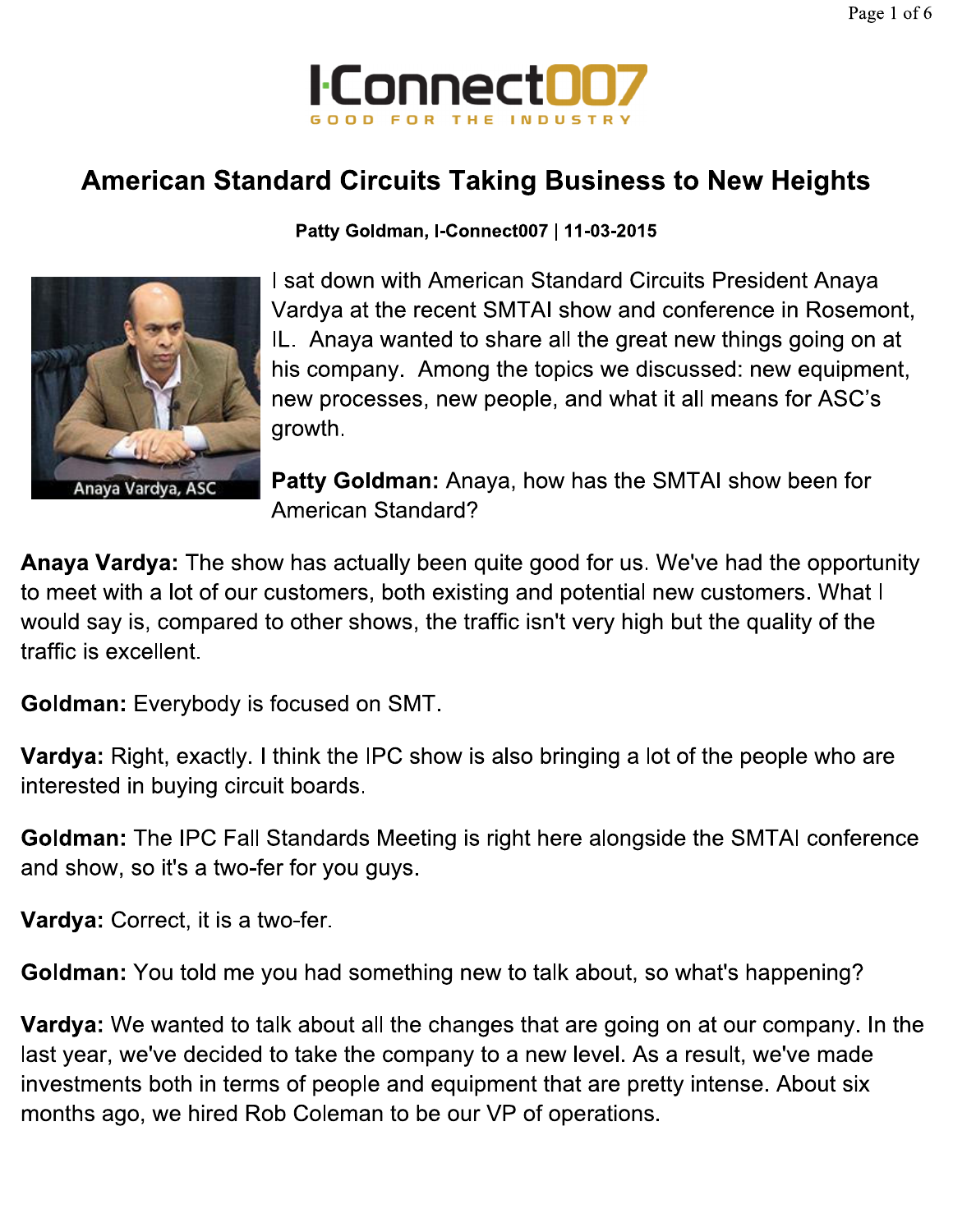# American Standard Circuits Taking Business to New Heights

**Patty Goldman, I-Connect007 | 11-03-2015**

Anaya Vardya, ASC

I sat down with American Standard Circuits President Anaya Vardya at the recent SMTAI show and conference in Rosemont, IL. Anaya wanted to share all the great new things going on at his company. Among the topics we discussed: new equipment, new processes, new people, and what it all means for ASC's growth.

**Patty Goldman:** Anaya, how has the SMTAI show been for American Standard?

**Anaya Vardya:** The show has actually been quite good for us. We've had the opportunity to meet with a lot of our customers, both existing and potential new customers. What I would say is, compared to other shows, the traffic isn't very high but the quality of the traffic is excellent.

**Goldman:** Everybody is focused on SMT.

**Vardya:** Right, exactly. I think the IPC show is also bringing a lot of the people who are interested in buying circuit boards.

**Goldman:** The IPC Fall Standards Meeting is right here alongside the SMTAI conference and show, so it's a two-fer for you guys.

**Vardya:** Correct, it is a two-fer.

**Goldman:** You told me you had something new to talk about, so what's happening?

**Vardya:** We wanted to talk about all the changes that are going on at our company. In the last year, we've decided to take the company to a new level. As a result, we've made investments both in terms of people and equipment that are pretty intense. About six months ago, we hired Rob Coleman to be our VP of operations.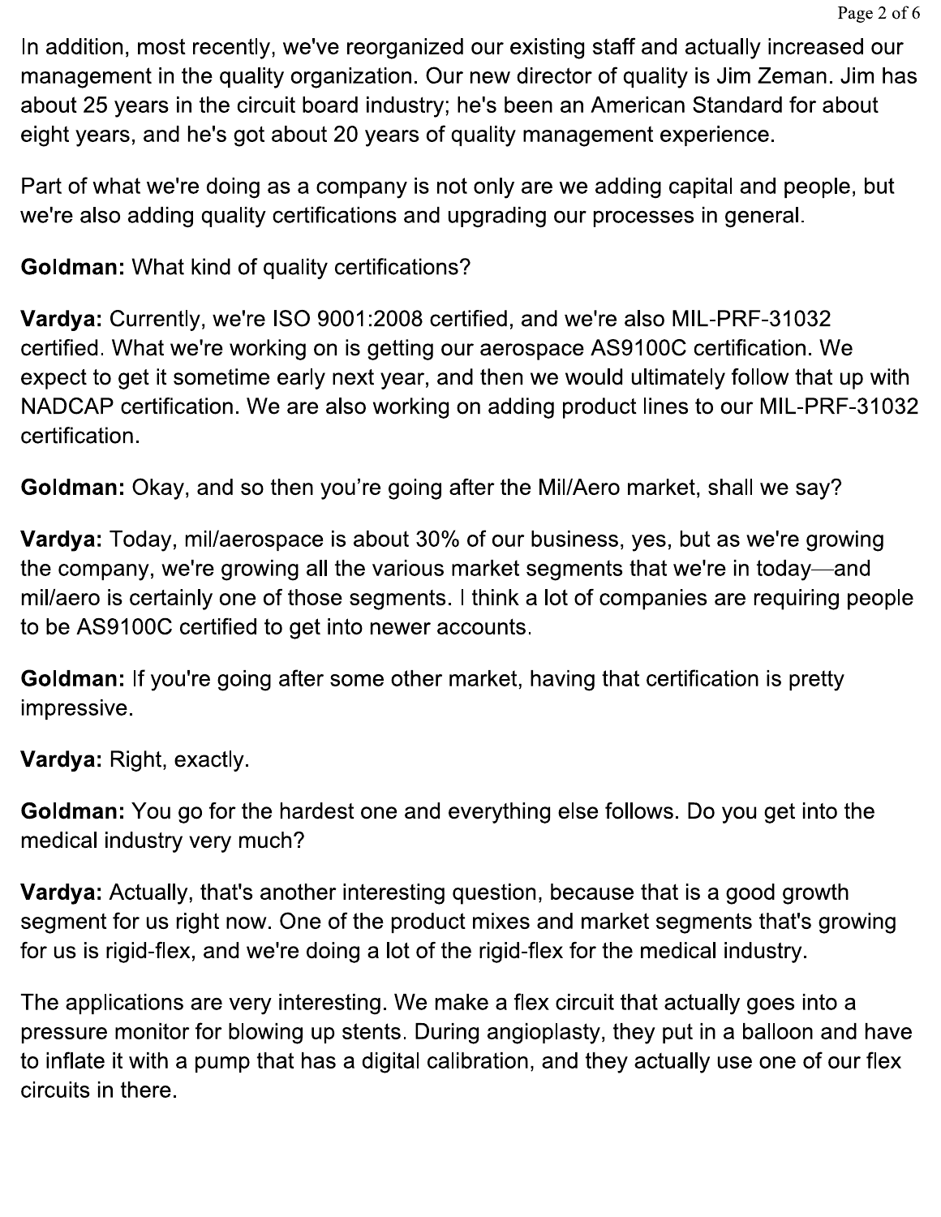In addition, most recently, we've reorganized our existing staff and actually increased our management in the quality organization. Our new director of quality is Jim Zeman. Jim has about 25 years in the circuit board industry; he's been an American Standard for about eight years, and he's got about 20 years of quality management experience.

Part of what we're doing as a company is not only are we adding capital and people, but we're also adding quality certifications and upgrading our processes in general.

**Goldman:** What kind of quality certifications?

**Vardya:** Currently, we're ISO 9001:2008 certified, and we're also MIL-PRF-31032 certified. What we're working on is getting our aerospace AS9100C certification. We expect to get it sometime early next year, and then we would ultimately follow that up with NADCAP certification. We are also working on adding product lines to our MIL-PRF-31032 certification.

**Goldman:** Okay, and so then you're going after the Mil/Aero market, shall we say?

**Vardya:** Today, mil/aerospace is about 30% of our business, yes, but as we're growing the company, we're growing all the various market segments that we're in today—and mil/aero is certainly one of those segments. I think a lot of companies are requiring people to be AS9100C certified to get into newer accounts.

**Goldman:** If you're going after some other market, having that certification is pretty impressive.

**Vardya:** Right, exactly.

**Goldman:** You go for the hardest one and everything else follows. Do you get into the medical industry very much?

**Vardya:** Actually, that's another interesting question, because that is a good growth segment for us right now. One of the product mixes and market segments that's growing for us is rigid-flex, and we're doing a lot of the rigid-flex for the medical industry.

The applications are very interesting. We make a flex circuit that actually goes into a pressure monitor for blowing up stents. During angioplasty, they put in a balloon and have to inflate it with a pump that has a digital calibration, and they actually use one of our flex circuits in there.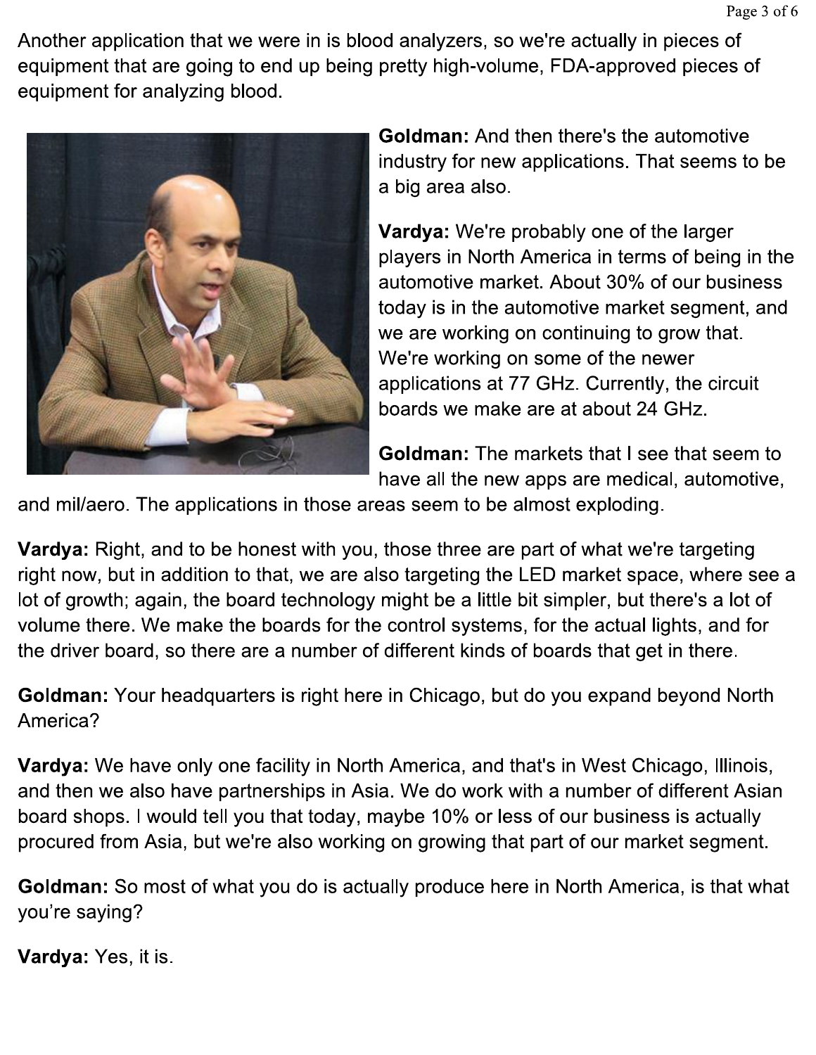Another application that we were in is blood analyzers, so we're actually in pieces of equipment that are going to end up being pretty high-volume, FDA-approved pieces of equipment for analyzing blood.

**Goldman:** And then there's the automotive industry for new applications. That seems to be a big area also.

**Vardya:** We're probably one of the larger players in North America in terms of being in the automotive market. About 30% of our business today is in the automotive market segment, and we are working on continuing to grow that. We're working on some of the newer applications at 77 GHz. Currently, the circuit boards we make are at about 24 GHz.

**Goldman:** The markets that I see that seem to have all the new apps are medical, automotive, and mil/aero. The applications in those areas seem to be almost exploding.

**Vardya:** Right, and to be honest with you, those three are part of what we're targeting right now, but in addition to that, we are also targeting the LED market space, where see a lot of growth; again, the board technology might be a little bit simpler, but there's a lot of volume there. We make the boards for the control systems, for the actual lights, and for the driver board, so there are a number of different kinds of boards that get in there.

**Goldman:** Your headquarters is right here in Chicago, but do you expand beyond North America?

**Vardya:** We have only one facility in North America, and that's in West Chicago, Illinois, and then we also have partnerships in Asia. We do work with a number of different Asian board shops. I would tell you that today, maybe 10% or less of our business is actually procured from Asia, but we're also working on growing that part of our market segment.

**Goldman:** So most of what you do is actually produce here in North America, is that what you're saying?

**Vardya:** Yes, it is.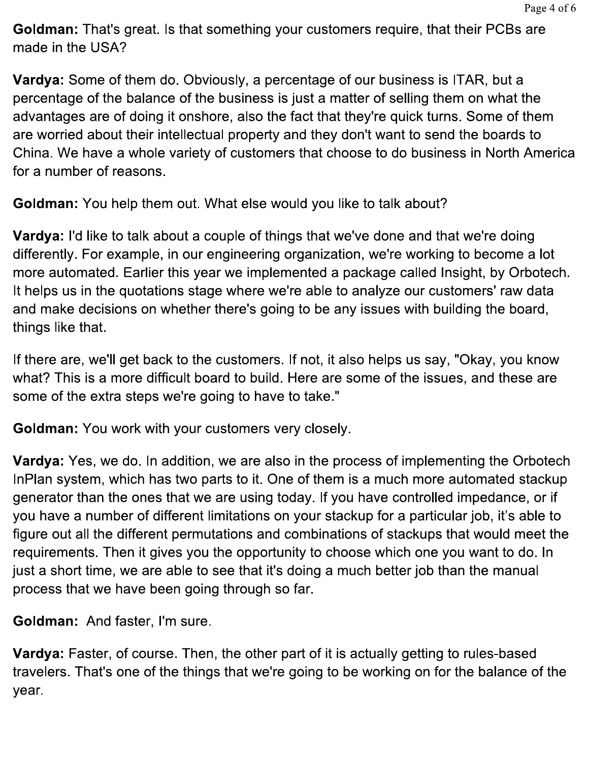**Goldman:** That's great. Is that something your customers require, that their PCBs are made in the USA?

**Vardya:** Some of them do. Obviously, a percentage of our business is ITAR, but a percentage of the balance of the business is just a matter of selling them on what the advantages are of doing it onshore, also the fact that they're quick turns. Some of them are worried about their intellectual property and they don't want to send the boards to China. We have a whole variety of customers that choose to do business in North America for a number of reasons.

**Goldman:** You help them out. What else would you like to talk about?

**Vardya:** I'd like to talk about a couple of things that we've done and that we're doing differently. For example, in our engineering organization, we're working to become a lot more automated. Earlier this year we implemented a package called Insight, by Orbotech. It helps us in the quotations stage where we're able to analyze our customers' raw data and make decisions on whether there's going to be any issues with building the board, things like that.

If there are, we'll get back to the customers. If not, it also helps us say, "Okay, you know what? This is a more difficult board to build. Here are some of the issues, and these are some of the extra steps we're going to have to take."

**Goldman:** You work with your customers very closely.

**Vardya:** Yes, we do. In addition, we are also in the process of implementing the Orbotech InPlan system, which has two parts to it. One of them is a much more automated stackup generator than the ones that we are using today. If you have controlled impedance, or if you have a number of different limitations on your stackup for a particular job, it's able to figure out all the different permutations and combinations of stackups that would meet the requirements. Then it gives you the opportunity to choose which one you want to do. In just a short time, we are able to see that it's doing a much better job than the manual process that we have been going through so far.

**Goldman:** And faster, I'm sure.

**Vardya:** Faster, of course. Then, the other part of it is actually getting to rules-based travelers. That's one of the things that we're going to be working on for the balance of the year.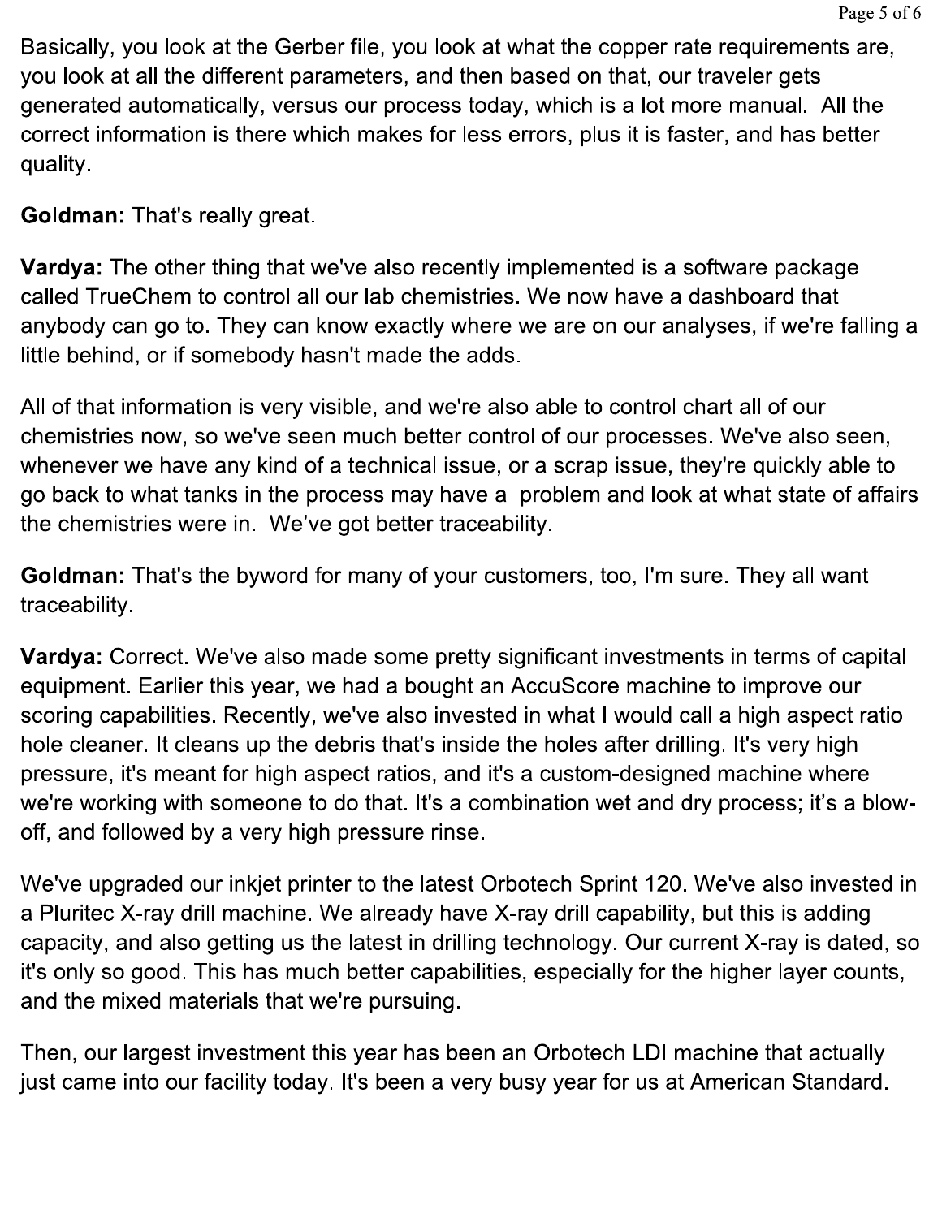Basically, you look at the Gerber file, you look at what the copper rate requirements are, you look at all the different parameters, and then based on that, our traveler gets generated automatically, versus our process today, which is a lot more manual. All the correct information is there which makes for less errors, plus it is faster, and has better quality.

**Goldman:** That's really great.

**Vardya:** The other thing that we've also recently implemented is a software package called TrueChem to control all our lab chemistries. We now have a dashboard that anybody can go to. They can know exactly where we are on our analyses, if we're falling a little behind, or if somebody hasn't made the adds.

All of that information is very visible, and we're also able to control chart all of our chemistries now, so we've seen much better control of our processes. We've also seen, whenever we have any kind of a technical issue, or a scrap issue, they're quickly able to go back to what tanks in the process may have a problem and look at what state of affairs the chemistries were in. We've got better traceability.

**Goldman:** That's the byword for many of your customers, too, I'm sure. They all want traceability.

**Vardya:** Correct. We've also made some pretty significant investments in terms of capital equipment. Earlier this year, we had a bought an AccuScore machine to improve our scoring capabilities. Recently, we've also invested in what I would call a high aspect ratio hole cleaner. It cleans up the debris that's inside the holes after drilling. It's very high pressure, it's meant for high aspect ratios, and it's a custom-designed machine where we're working with someone to do that. It's a combination wet and dry process; it's a blow-off, and followed by a very high pressure rinse.

We've upgraded our inkjet printer to the latest Orbotech Sprint 120. We've also invested in a Pluritec X-ray drill machine. We already have X-ray drill capability, but this is adding capacity, and also getting us the latest in drilling technology. Our current X-ray is dated, so it's only so good. This has much better capabilities, especially for the higher layer counts, and the mixed materials that we're pursuing.

Then, our largest investment this year has been an Orbotech LDI machine that actually just came into our facility today. It's been a very busy year for us at American Standard.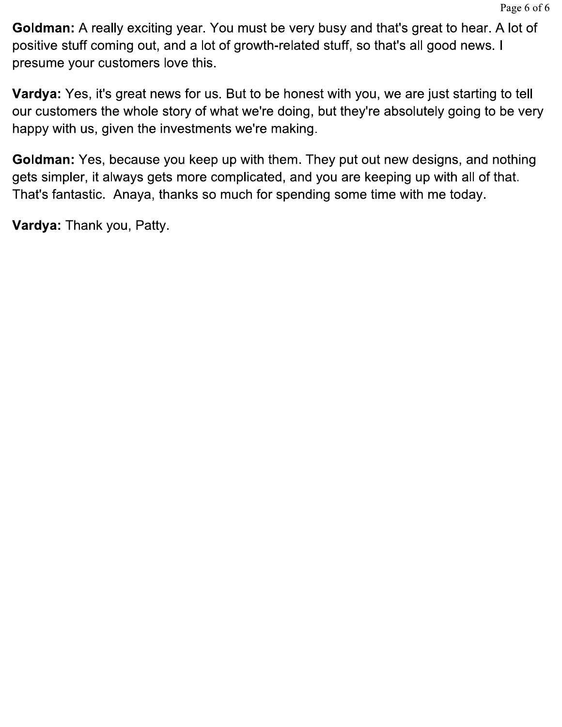**Goldman:** A really exciting year. You must be very busy and that's great to hear. A lot of positive stuff coming out, and a lot of growth-related stuff, so that's all good news. I presume your customers love this.

**Vardya:** Yes, it's great news for us. But to be honest with you, we are just starting to tell our customers the whole story of what we're doing, but they're absolutely going to be very happy with us, given the investments we're making.

**Goldman:** Yes, because you keep up with them. They put out new designs, and nothing gets simpler, it always gets more complicated, and you are keeping up with all of that. That's fantastic. Anaya, thanks so much for spending some time with me today.

**Vardya:** Thank you, Patty.